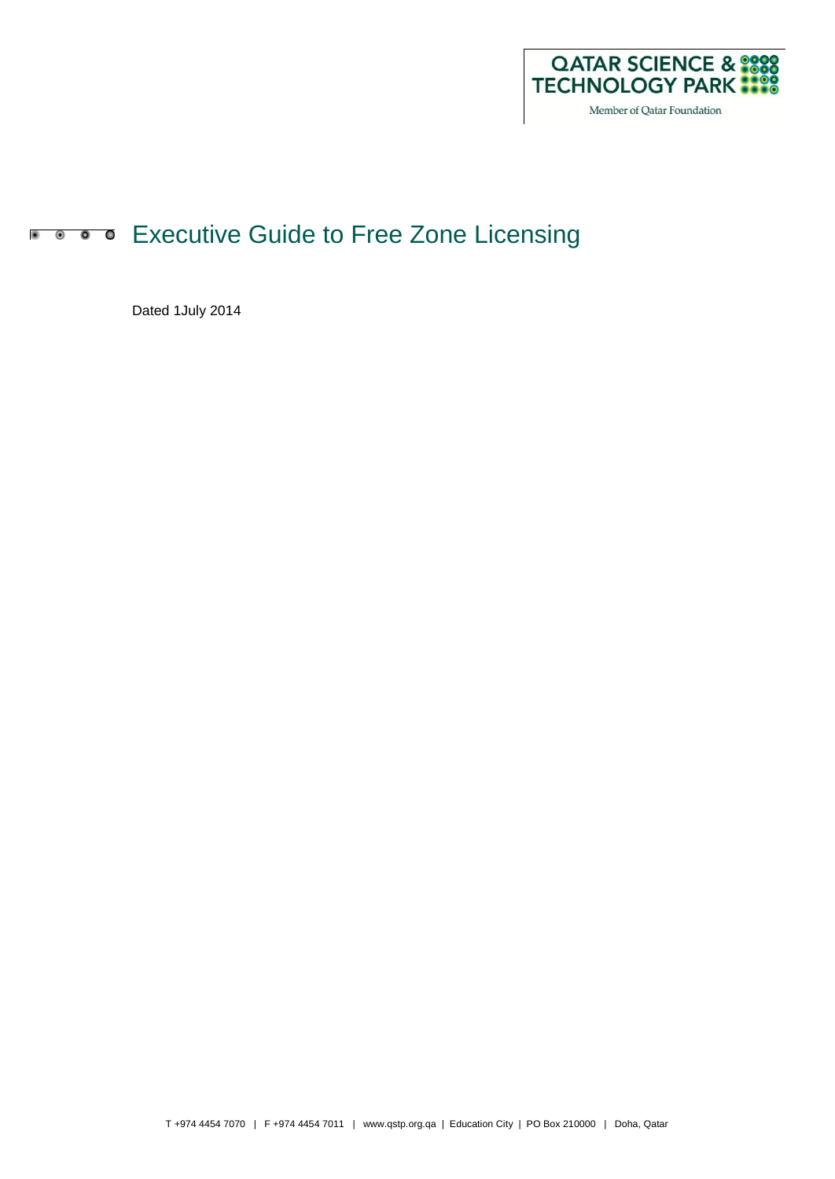# Executive Guide to Free Zone Licensing

Dated 1July 2014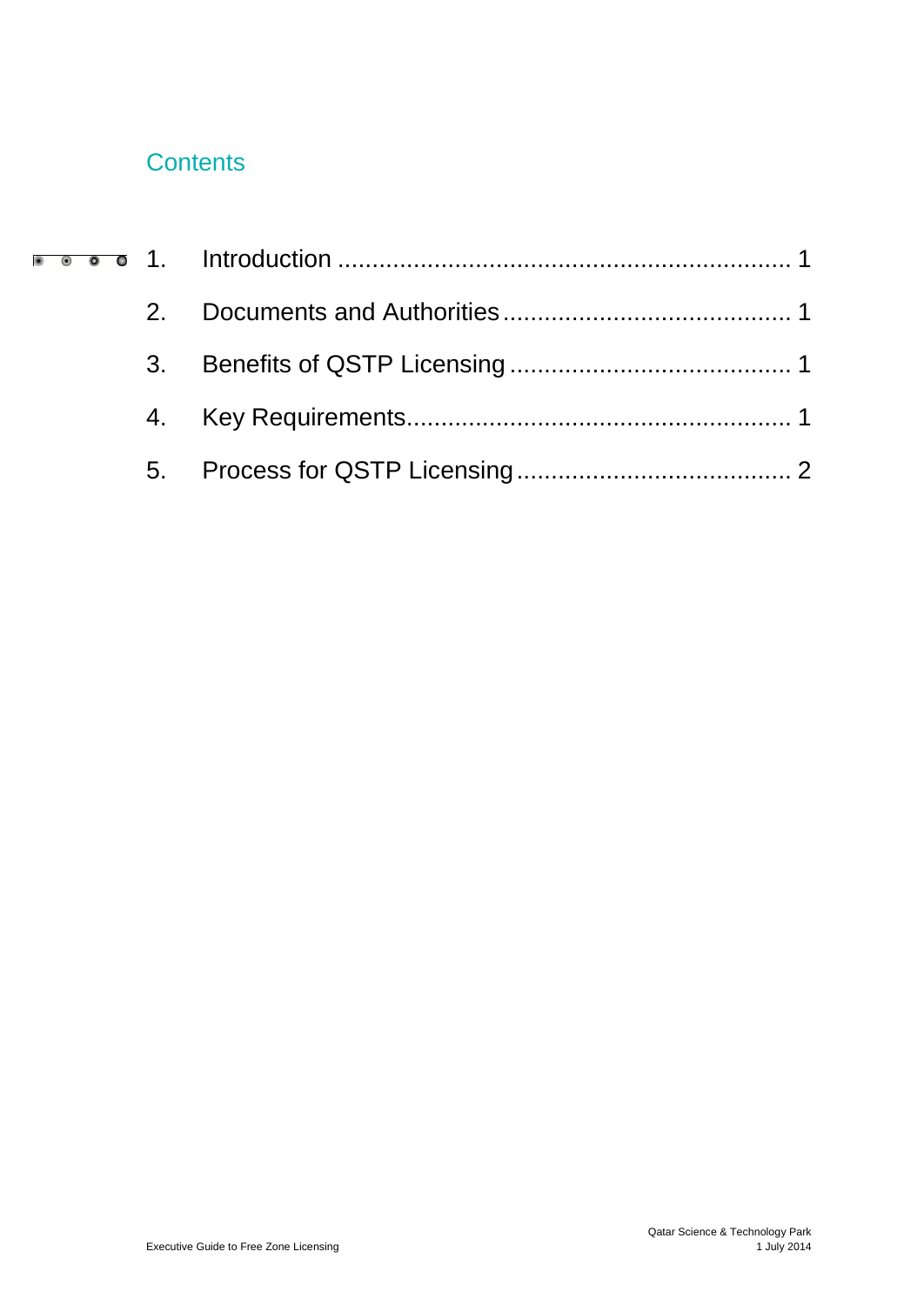## Contents

1. Introduction .................................................................. 1
2. Documents and Authorities ......................................... 1
3. Benefits of QSTP Licensing ........................................ 1
4. Key Requirements ....................................................... 1
5. Process for QSTP Licensing ....................................... 2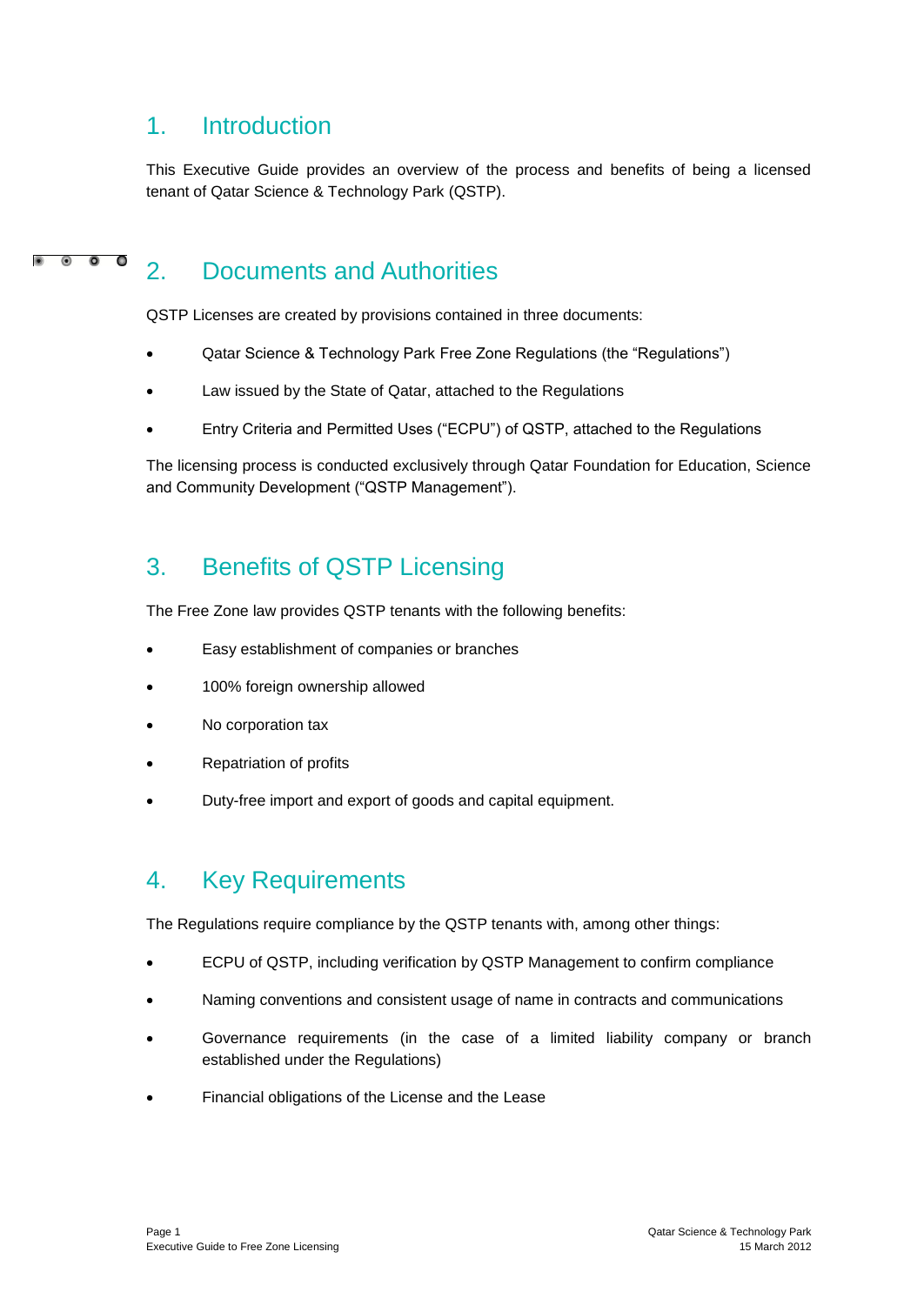# 1. Introduction

This Executive Guide provides an overview of the process and benefits of being a licensed tenant of Qatar Science & Technology Park (QSTP).

# 2. Documents and Authorities

QSTP Licenses are created by provisions contained in three documents:

- Qatar Science & Technology Park Free Zone Regulations (the "Regulations")
- Law issued by the State of Qatar, attached to the Regulations
- Entry Criteria and Permitted Uses ("ECPU") of QSTP, attached to the Regulations

The licensing process is conducted exclusively through Qatar Foundation for Education, Science and Community Development ("QSTP Management").

# 3. Benefits of QSTP Licensing

The Free Zone law provides QSTP tenants with the following benefits:

- Easy establishment of companies or branches
- 100% foreign ownership allowed
- No corporation tax
- Repatriation of profits
- Duty-free import and export of goods and capital equipment.

# 4. Key Requirements

The Regulations require compliance by the QSTP tenants with, among other things:

- ECPU of QSTP, including verification by QSTP Management to confirm compliance
- Naming conventions and consistent usage of name in contracts and communications
- Governance requirements (in the case of a limited liability company or branch established under the Regulations)
- Financial obligations of the License and the Lease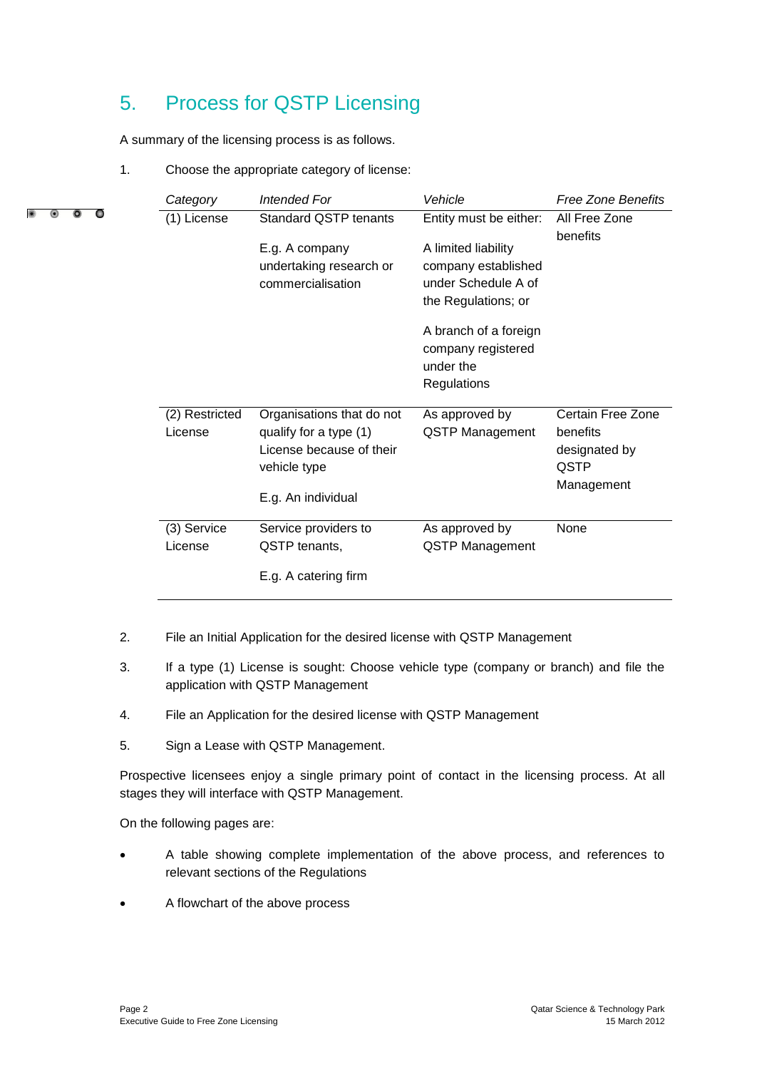# 5. Process for QSTP Licensing

A summary of the licensing process is as follows.

1. Choose the appropriate category of license:

| *Category* | *Intended For* | *Vehicle* | *Free Zone Benefits* |
|---|---|---|---|
| (1) License | Standard QSTP tenants<br><br>E.g. A company undertaking research or commercialisation | Entity must be either:<br><br>A limited liability company established under Schedule A of the Regulations; or<br><br>A branch of a foreign company registered under the Regulations | All Free Zone benefits |
| (2) Restricted License | Organisations that do not qualify for a type (1) License because of their vehicle type<br><br>E.g. An individual | As approved by QSTP Management | Certain Free Zone benefits designated by QSTP Management |
| (3) Service License | Service providers to QSTP tenants,<br><br>E.g. A catering firm | As approved by QSTP Management | None |

2. File an Initial Application for the desired license with QSTP Management

3. If a type (1) License is sought: Choose vehicle type (company or branch) and file the application with QSTP Management

4. File an Application for the desired license with QSTP Management

5. Sign a Lease with QSTP Management.

Prospective licensees enjoy a single primary point of contact in the licensing process. At all stages they will interface with QSTP Management.

On the following pages are:

- A table showing complete implementation of the above process, and references to relevant sections of the Regulations
- A flowchart of the above process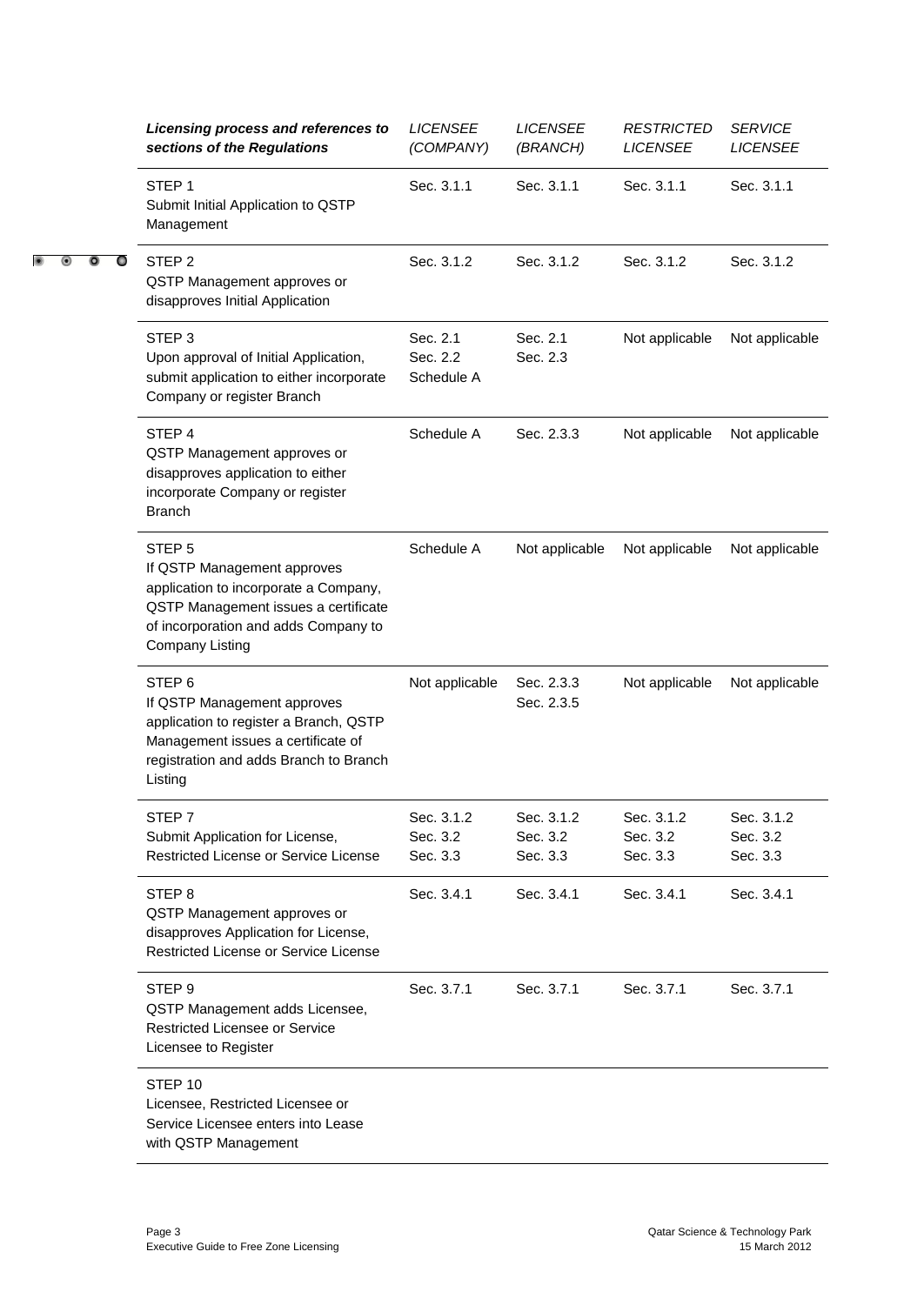| *Licensing process and references to sections of the Regulations* | *LICENSEE (COMPANY)* | *LICENSEE (BRANCH)* | *RESTRICTED LICENSEE* | *SERVICE LICENSEE* |
|---|---|---|---|---|
| STEP 1<br>Submit Initial Application to QSTP Management | Sec. 3.1.1 | Sec. 3.1.1 | Sec. 3.1.1 | Sec. 3.1.1 |
| STEP 2<br>QSTP Management approves or disapproves Initial Application | Sec. 3.1.2 | Sec. 3.1.2 | Sec. 3.1.2 | Sec. 3.1.2 |
| STEP 3<br>Upon approval of Initial Application, submit application to either incorporate Company or register Branch | Sec. 2.1<br>Sec. 2.2<br>Schedule A | Sec. 2.1<br>Sec. 2.3 | Not applicable | Not applicable |
| STEP 4<br>QSTP Management approves or disapproves application to either incorporate Company or register Branch | Schedule A | Sec. 2.3.3 | Not applicable | Not applicable |
| STEP 5<br>If QSTP Management approves application to incorporate a Company, QSTP Management issues a certificate of incorporation and adds Company to Company Listing | Schedule A | Not applicable | Not applicable | Not applicable |
| STEP 6<br>If QSTP Management approves application to register a Branch, QSTP Management issues a certificate of registration and adds Branch to Branch Listing | Not applicable | Sec. 2.3.3<br>Sec. 2.3.5 | Not applicable | Not applicable |
| STEP 7<br>Submit Application for License, Restricted License or Service License | Sec. 3.1.2<br>Sec. 3.2<br>Sec. 3.3 | Sec. 3.1.2<br>Sec. 3.2<br>Sec. 3.3 | Sec. 3.1.2<br>Sec. 3.2<br>Sec. 3.3 | Sec. 3.1.2<br>Sec. 3.2<br>Sec. 3.3 |
| STEP 8<br>QSTP Management approves or disapproves Application for License, Restricted License or Service License | Sec. 3.4.1 | Sec. 3.4.1 | Sec. 3.4.1 | Sec. 3.4.1 |
| STEP 9<br>QSTP Management adds Licensee, Restricted Licensee or Service Licensee to Register | Sec. 3.7.1 | Sec. 3.7.1 | Sec. 3.7.1 | Sec. 3.7.1 |
| STEP 10<br>Licensee, Restricted Licensee or Service Licensee enters into Lease with QSTP Management | | | | |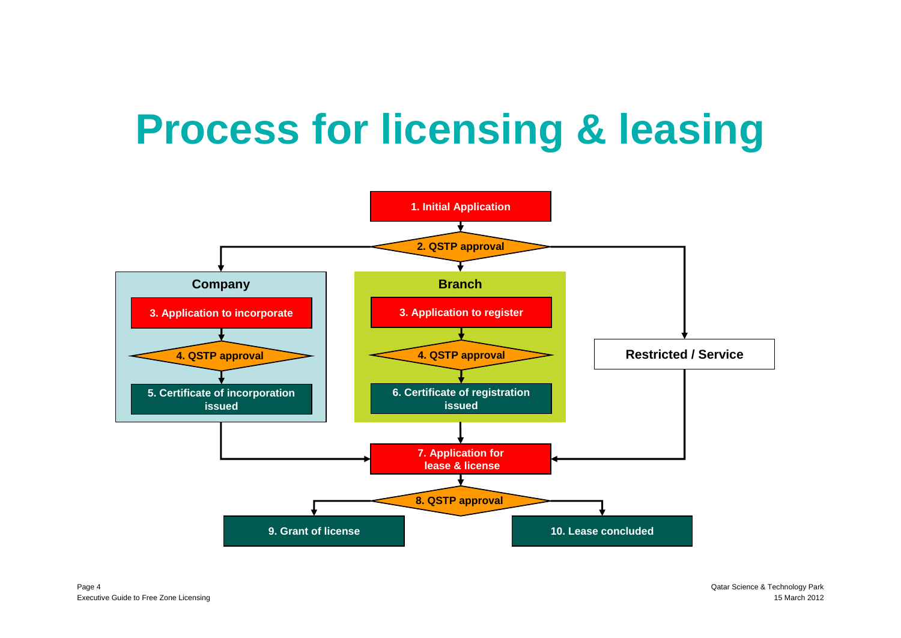# Process for licensing & leasing

1. Initial Application

2. QSTP approval

Company

3. Application to incorporate

4. QSTP approval

5. Certificate of incorporation issued

Branch

3. Application to register

4. QSTP approval

6. Certificate of registration issued

Restricted / Service

7. Application for lease & license

8. QSTP approval

9. Grant of license

10. Lease concluded